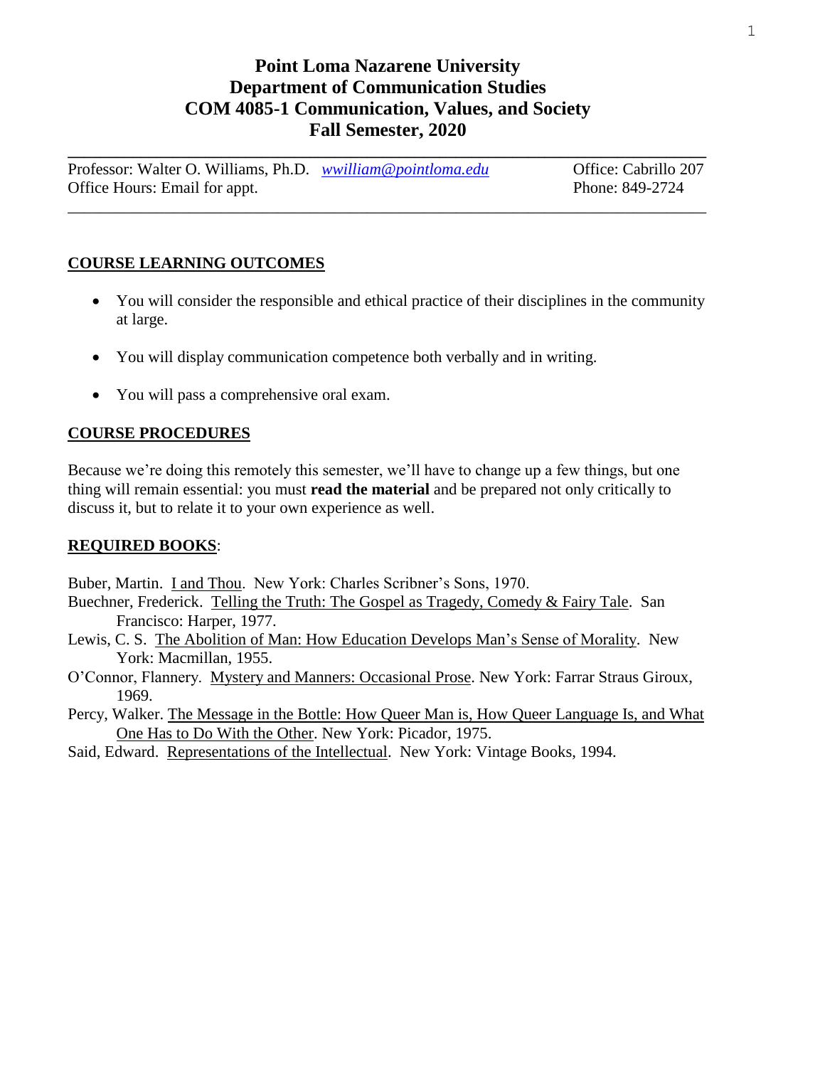# Point Loma Nazarene University
# Department of Communication Studies
# COM 4085-1 Communication, Values, and Society
# Fall Semester, 2020

---

Professor: Walter O. Williams, Ph.D. *wwilliam@pointloma.edu* Office: Cabrillo 207
Office Hours: Email for appt. Phone: 849-2724

---

## COURSE LEARNING OUTCOMES

- You will consider the responsible and ethical practice of their disciplines in the community at large.
- You will display communication competence both verbally and in writing.
- You will pass a comprehensive oral exam.

## COURSE PROCEDURES

Because we're doing this remotely this semester, we'll have to change up a few things, but one thing will remain essential: you must **read the material** and be prepared not only critically to discuss it, but to relate it to your own experience as well.

## REQUIRED BOOKS:

Buber, Martin. I and Thou. New York: Charles Scribner's Sons, 1970.

Buechner, Frederick. Telling the Truth: The Gospel as Tragedy, Comedy & Fairy Tale. San Francisco: Harper, 1977.

Lewis, C. S. The Abolition of Man: How Education Develops Man's Sense of Morality. New York: Macmillan, 1955.

O'Connor, Flannery. Mystery and Manners: Occasional Prose. New York: Farrar Straus Giroux, 1969.

Percy, Walker. The Message in the Bottle: How Queer Man is, How Queer Language Is, and What One Has to Do With the Other. New York: Picador, 1975.

Said, Edward. Representations of the Intellectual. New York: Vintage Books, 1994.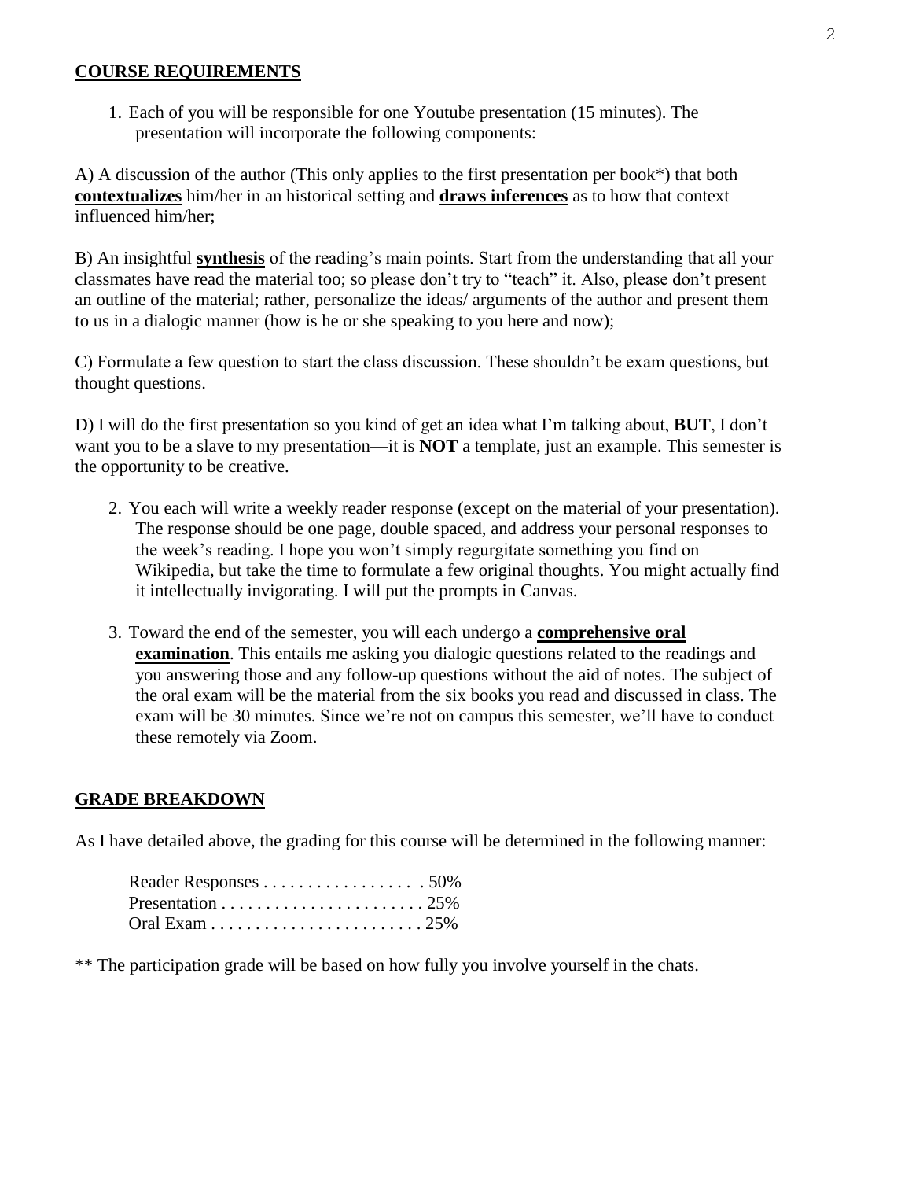## COURSE REQUIREMENTS

1. Each of you will be responsible for one Youtube presentation (15 minutes). The presentation will incorporate the following components:

A) A discussion of the author (This only applies to the first presentation per book*) that both **contextualizes** him/her in an historical setting and **draws inferences** as to how that context influenced him/her;

B) An insightful **synthesis** of the reading's main points. Start from the understanding that all your classmates have read the material too; so please don't try to "teach" it. Also, please don't present an outline of the material; rather, personalize the ideas/ arguments of the author and present them to us in a dialogic manner (how is he or she speaking to you here and now);

C) Formulate a few question to start the class discussion. These shouldn't be exam questions, but thought questions.

D) I will do the first presentation so you kind of get an idea what I'm talking about, **BUT**, I don't want you to be a slave to my presentation—it is **NOT** a template, just an example. This semester is the opportunity to be creative.

2. You each will write a weekly reader response (except on the material of your presentation). The response should be one page, double spaced, and address your personal responses to the week's reading. I hope you won't simply regurgitate something you find on Wikipedia, but take the time to formulate a few original thoughts. You might actually find it intellectually invigorating. I will put the prompts in Canvas.

3. Toward the end of the semester, you will each undergo a **comprehensive oral examination**. This entails me asking you dialogic questions related to the readings and you answering those and any follow-up questions without the aid of notes. The subject of the oral exam will be the material from the six books you read and discussed in class. The exam will be 30 minutes. Since we're not on campus this semester, we'll have to conduct these remotely via Zoom.

## GRADE BREAKDOWN

As I have detailed above, the grading for this course will be determined in the following manner:

Reader Responses . . . . . . . . . . . . . . . . . . 50%
Presentation . . . . . . . . . . . . . . . . . . . . . . . 25%
Oral Exam . . . . . . . . . . . . . . . . . . . . . . . . 25%

** The participation grade will be based on how fully you involve yourself in the chats.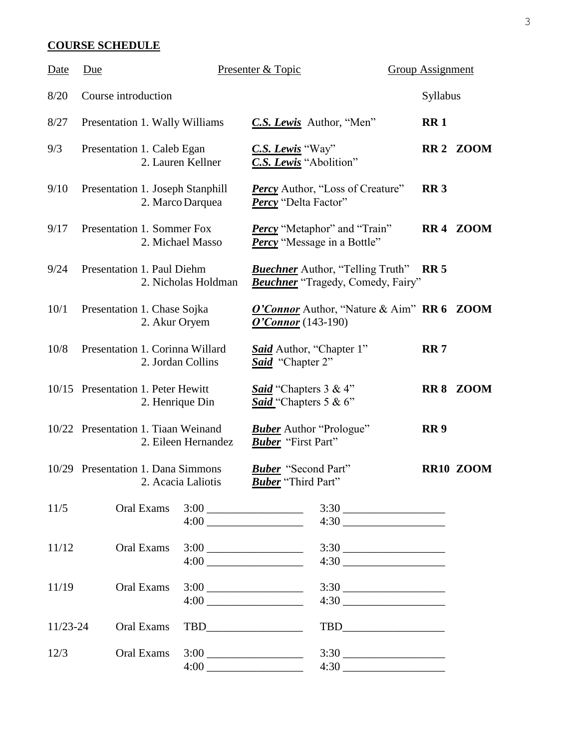**COURSE SCHEDULE**

| Date | Due | Presenter & Topic | Group Assignment | |
|---|---|---|---|---|
| 8/20 | Course introduction | | Syllabus | |
| 8/27 | Presentation 1. Wally Williams | ***C.S. Lewis*** Author, "Men" | **RR 1** | |
| 9/3 | Presentation 1. Caleb Egan<br>2. Lauren Kellner | ***C.S. Lewis*** "Way"<br>***C.S. Lewis*** "Abolition" | **RR 2** | **ZOOM** |
| 9/10 | Presentation 1. Joseph Stanphill<br>2. Marco Darquea | ***Percy*** Author, "Loss of Creature"<br>***Percy*** "Delta Factor" | **RR 3** | |
| 9/17 | Presentation 1. Sommer Fox<br>2. Michael Masso | ***Percy*** "Metaphor" and "Train"<br>***Percy*** "Message in a Bottle" | **RR 4** | **ZOOM** |
| 9/24 | Presentation 1. Paul Diehm<br>2. Nicholas Holdman | ***Buechner*** Author, "Telling Truth"<br>***Beuchner*** "Tragedy, Comedy, Fairy" | **RR 5** | |
| 10/1 | Presentation 1. Chase Sojka<br>2. Akur Oryem | ***O'Connor*** Author, "Nature & Aim"<br>***O'Connor*** (143-190) | **RR 6** | **ZOOM** |
| 10/8 | Presentation 1. Corinna Willard<br>2. Jordan Collins | ***Said*** Author, "Chapter 1"<br>***Said*** "Chapter 2" | **RR 7** | |
| 10/15 | Presentation 1. Peter Hewitt<br>2. Henrique Din | ***Said*** "Chapters 3 & 4"<br>***Said*** "Chapters 5 & 6" | **RR 8** | **ZOOM** |
| 10/22 | Presentation 1. Tiaan Weinand<br>2. Eileen Hernandez | ***Buber*** Author "Prologue"<br>***Buber*** "First Part" | **RR 9** | |
| 10/29 | Presentation 1. Dana Simmons<br>2. Acacia Laliotis | ***Buber*** "Second Part"<br>***Buber*** "Third Part" | **RR10** | **ZOOM** |

| | | | |
|---|---|---|---|
| 11/5 | Oral Exams | 3:00 ________________<br>4:00 ________________ | 3:30 ________________<br>4:30 ________________ |
| 11/12 | Oral Exams | 3:00 ________________<br>4:00 ________________ | 3:30 ________________<br>4:30 ________________ |
| 11/19 | Oral Exams | 3:00 ________________<br>4:00 ________________ | 3:30 ________________<br>4:30 ________________ |
| 11/23-24 | Oral Exams | TBD________________ | TBD________________ |
| 12/3 | Oral Exams | 3:00 ________________<br>4:00 ________________ | 3:30 ________________<br>4:30 ________________ |